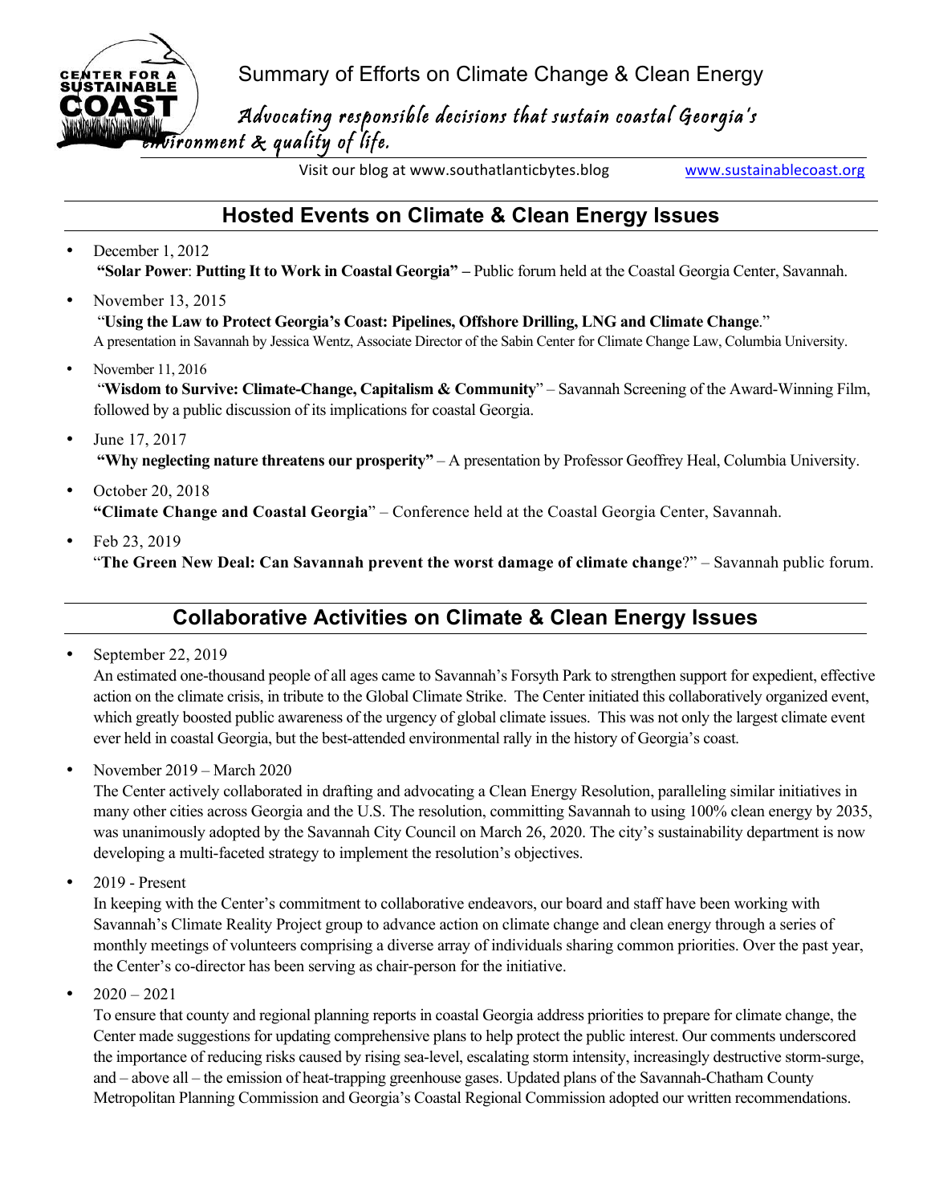CENTER FOR A SUSTAINABLE COAST

Summary of Efforts on Climate Change & Clean Energy

*Advocating responsible decisions that sustain coastal Georgia's environment & quality of life.*

Visit our blog at www.southatlanticbytes.blog    www.sustainablecoast.org

## Hosted Events on Climate & Clean Energy Issues

- December 1, 2012
  **"Solar Power**: **Putting It to Work in Coastal Georgia" –** Public forum held at the Coastal Georgia Center, Savannah.
- November 13, 2015
  "**Using the Law to Protect Georgia's Coast: Pipelines, Offshore Drilling, LNG and Climate Change**."
  A presentation in Savannah by Jessica Wentz, Associate Director of the Sabin Center for Climate Change Law, Columbia University.
- November 11, 2016
  "**Wisdom to Survive: Climate-Change, Capitalism & Community**" – Savannah Screening of the Award-Winning Film, followed by a public discussion of its implications for coastal Georgia.
- June 17, 2017
  **"Why neglecting nature threatens our prosperity"** – A presentation by Professor Geoffrey Heal, Columbia University.
- October 20, 2018
  **"Climate Change and Coastal Georgia**" – Conference held at the Coastal Georgia Center, Savannah.
- Feb 23, 2019
  "**The Green New Deal: Can Savannah prevent the worst damage of climate change**?" – Savannah public forum.

## Collaborative Activities on Climate & Clean Energy Issues

- September 22, 2019
  An estimated one-thousand people of all ages came to Savannah's Forsyth Park to strengthen support for expedient, effective action on the climate crisis, in tribute to the Global Climate Strike. The Center initiated this collaboratively organized event, which greatly boosted public awareness of the urgency of global climate issues. This was not only the largest climate event ever held in coastal Georgia, but the best-attended environmental rally in the history of Georgia's coast.
- November 2019 – March 2020
  The Center actively collaborated in drafting and advocating a Clean Energy Resolution, paralleling similar initiatives in many other cities across Georgia and the U.S. The resolution, committing Savannah to using 100% clean energy by 2035, was unanimously adopted by the Savannah City Council on March 26, 2020. The city's sustainability department is now developing a multi-faceted strategy to implement the resolution's objectives.
- 2019 - Present
  In keeping with the Center's commitment to collaborative endeavors, our board and staff have been working with Savannah's Climate Reality Project group to advance action on climate change and clean energy through a series of monthly meetings of volunteers comprising a diverse array of individuals sharing common priorities. Over the past year, the Center's co-director has been serving as chair-person for the initiative.
- 2020 – 2021
  To ensure that county and regional planning reports in coastal Georgia address priorities to prepare for climate change, the Center made suggestions for updating comprehensive plans to help protect the public interest. Our comments underscored the importance of reducing risks caused by rising sea-level, escalating storm intensity, increasingly destructive storm-surge, and – above all – the emission of heat-trapping greenhouse gases. Updated plans of the Savannah-Chatham County Metropolitan Planning Commission and Georgia's Coastal Regional Commission adopted our written recommendations.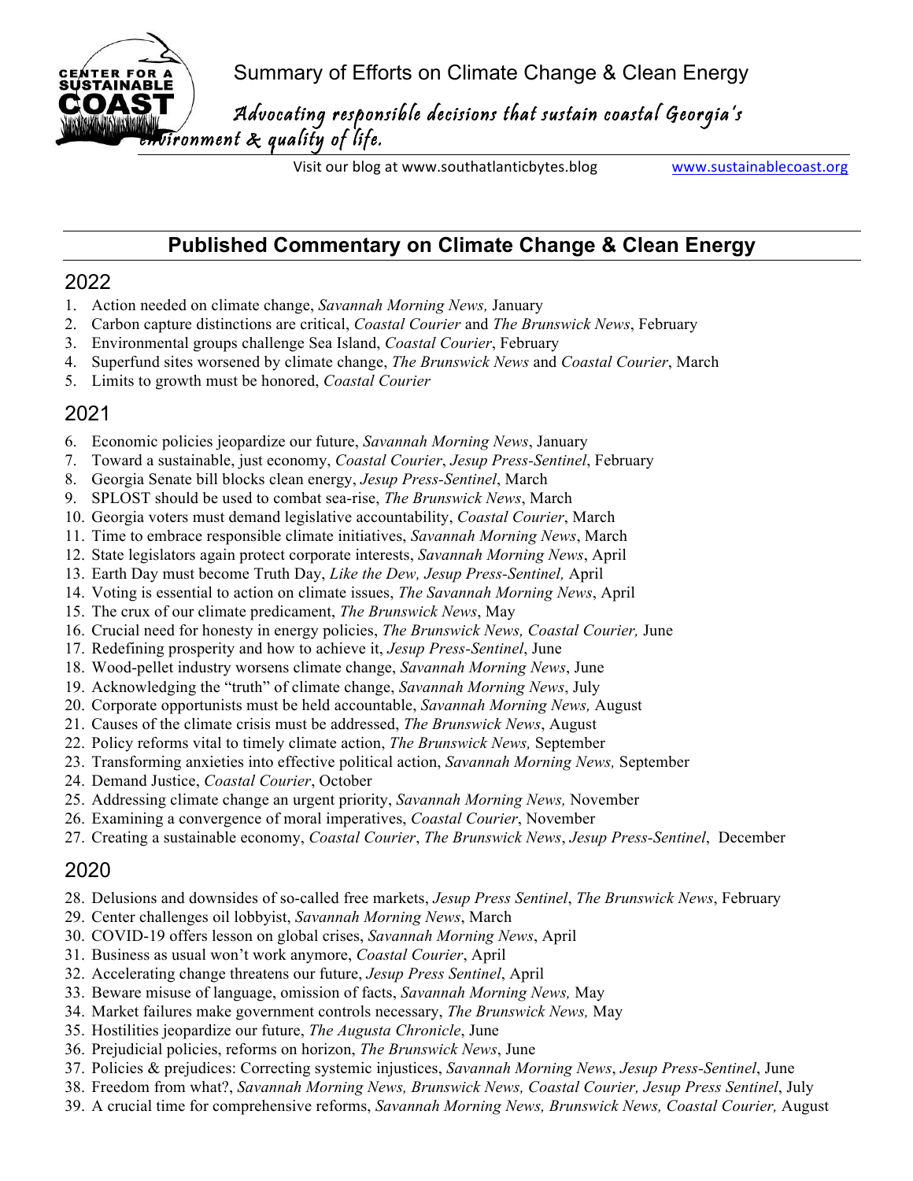Summary of Efforts on Climate Change & Clean Energy

*Advocating responsible decisions that sustain coastal Georgia's environment & quality of life.*

Visit our blog at www.southatlanticbytes.blog www.sustainablecoast.org

## Published Commentary on Climate Change & Clean Energy

### 2022

1. Action needed on climate change, *Savannah Morning News,* January
2. Carbon capture distinctions are critical, *Coastal Courier* and *The Brunswick News*, February
3. Environmental groups challenge Sea Island, *Coastal Courier*, February
4. Superfund sites worsened by climate change, *The Brunswick News* and *Coastal Courier*, March
5. Limits to growth must be honored, *Coastal Courier*

### 2021

6. Economic policies jeopardize our future, *Savannah Morning News*, January
7. Toward a sustainable, just economy, *Coastal Courier*, *Jesup Press-Sentinel*, February
8. Georgia Senate bill blocks clean energy, *Jesup Press-Sentinel*, March
9. SPLOST should be used to combat sea-rise, *The Brunswick News*, March
10. Georgia voters must demand legislative accountability, *Coastal Courier*, March
11. Time to embrace responsible climate initiatives, *Savannah Morning News*, March
12. State legislators again protect corporate interests, *Savannah Morning News*, April
13. Earth Day must become Truth Day, *Like the Dew, Jesup Press-Sentinel,* April
14. Voting is essential to action on climate issues, *The Savannah Morning News*, April
15. The crux of our climate predicament, *The Brunswick News*, May
16. Crucial need for honesty in energy policies, *The Brunswick News, Coastal Courier,* June
17. Redefining prosperity and how to achieve it, *Jesup Press-Sentinel*, June
18. Wood-pellet industry worsens climate change, *Savannah Morning News*, June
19. Acknowledging the "truth" of climate change, *Savannah Morning News*, July
20. Corporate opportunists must be held accountable, *Savannah Morning News,* August
21. Causes of the climate crisis must be addressed, *The Brunswick News*, August
22. Policy reforms vital to timely climate action, *The Brunswick News,* September
23. Transforming anxieties into effective political action, *Savannah Morning News,* September
24. Demand Justice, *Coastal Courier*, October
25. Addressing climate change an urgent priority, *Savannah Morning News,* November
26. Examining a convergence of moral imperatives, *Coastal Courier*, November
27. Creating a sustainable economy, *Coastal Courier*, *The Brunswick News*, *Jesup Press-Sentinel*, December

### 2020

28. Delusions and downsides of so-called free markets, *Jesup Press Sentinel*, *The Brunswick News*, February
29. Center challenges oil lobbyist, *Savannah Morning News*, March
30. COVID-19 offers lesson on global crises, *Savannah Morning News*, April
31. Business as usual won't work anymore, *Coastal Courier*, April
32. Accelerating change threatens our future, *Jesup Press Sentinel*, April
33. Beware misuse of language, omission of facts, *Savannah Morning News,* May
34. Market failures make government controls necessary, *The Brunswick News,* May
35. Hostilities jeopardize our future, *The Augusta Chronicle*, June
36. Prejudicial policies, reforms on horizon, *The Brunswick News*, June
37. Policies & prejudices: Correcting systemic injustices, *Savannah Morning News*, *Jesup Press-Sentinel*, June
38. Freedom from what?, *Savannah Morning News, Brunswick News, Coastal Courier, Jesup Press Sentinel*, July
39. A crucial time for comprehensive reforms, *Savannah Morning News, Brunswick News, Coastal Courier,* August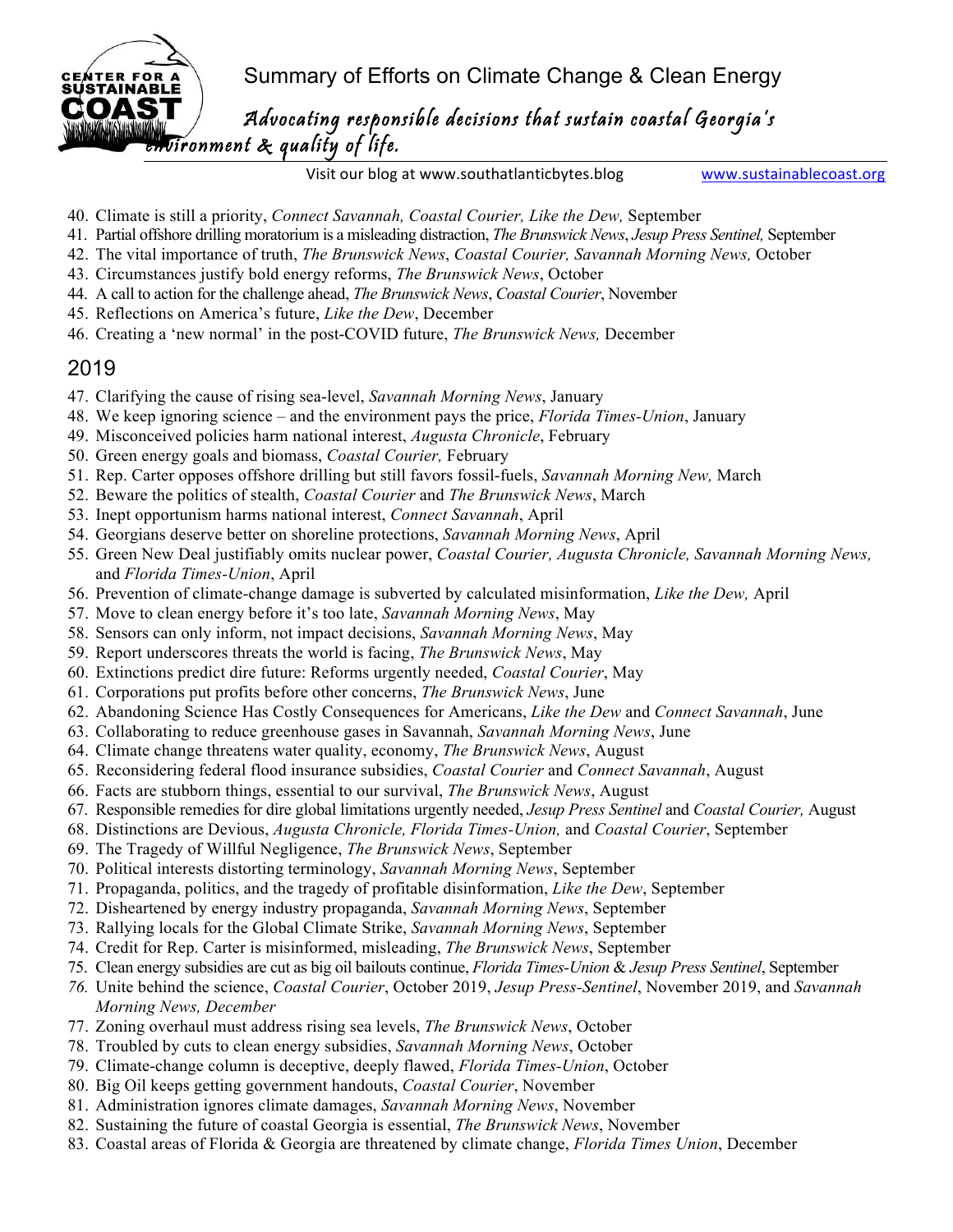Summary of Efforts on Climate Change & Clean Energy

*Advocating responsible decisions that sustain coastal Georgia's environment & quality of life.*

Visit our blog at www.southatlanticbytes.blog www.sustainablecoast.org

40. Climate is still a priority, *Connect Savannah, Coastal Courier, Like the Dew,* September
41. Partial offshore drilling moratorium is a misleading distraction, *The Brunswick News*, *Jesup Press Sentinel,* September
42. The vital importance of truth, *The Brunswick News*, *Coastal Courier, Savannah Morning News,* October
43. Circumstances justify bold energy reforms, *The Brunswick News*, October
44. A call to action for the challenge ahead, *The Brunswick News*, *Coastal Courier*, November
45. Reflections on America's future, *Like the Dew*, December
46. Creating a 'new normal' in the post-COVID future, *The Brunswick News,* December

## 2019

47. Clarifying the cause of rising sea-level, *Savannah Morning News*, January
48. We keep ignoring science – and the environment pays the price, *Florida Times-Union*, January
49. Misconceived policies harm national interest, *Augusta Chronicle*, February
50. Green energy goals and biomass, *Coastal Courier,* February
51. Rep. Carter opposes offshore drilling but still favors fossil-fuels, *Savannah Morning New,* March
52. Beware the politics of stealth, *Coastal Courier* and *The Brunswick News*, March
53. Inept opportunism harms national interest, *Connect Savannah*, April
54. Georgians deserve better on shoreline protections, *Savannah Morning News*, April
55. Green New Deal justifiably omits nuclear power, *Coastal Courier, Augusta Chronicle, Savannah Morning News,* and *Florida Times-Union*, April
56. Prevention of climate-change damage is subverted by calculated misinformation, *Like the Dew,* April
57. Move to clean energy before it's too late, *Savannah Morning News*, May
58. Sensors can only inform, not impact decisions, *Savannah Morning News*, May
59. Report underscores threats the world is facing, *The Brunswick News*, May
60. Extinctions predict dire future: Reforms urgently needed, *Coastal Courier*, May
61. Corporations put profits before other concerns, *The Brunswick News*, June
62. Abandoning Science Has Costly Consequences for Americans, *Like the Dew* and *Connect Savannah*, June
63. Collaborating to reduce greenhouse gases in Savannah, *Savannah Morning News*, June
64. Climate change threatens water quality, economy, *The Brunswick News*, August
65. Reconsidering federal flood insurance subsidies, *Coastal Courier* and *Connect Savannah*, August
66. Facts are stubborn things, essential to our survival, *The Brunswick News*, August
67. Responsible remedies for dire global limitations urgently needed, *Jesup Press Sentinel* and *Coastal Courier,* August
68. Distinctions are Devious, *Augusta Chronicle, Florida Times-Union,* and *Coastal Courier*, September
69. The Tragedy of Willful Negligence, *The Brunswick News*, September
70. Political interests distorting terminology, *Savannah Morning News*, September
71. Propaganda, politics, and the tragedy of profitable disinformation, *Like the Dew*, September
72. Disheartened by energy industry propaganda, *Savannah Morning News*, September
73. Rallying locals for the Global Climate Strike, *Savannah Morning News*, September
74. Credit for Rep. Carter is misinformed, misleading, *The Brunswick News*, September
75. Clean energy subsidies are cut as big oil bailouts continue, *Florida Times-Union* & *Jesup Press Sentinel*, September
76. Unite behind the science, *Coastal Courier*, October 2019, *Jesup Press-Sentinel*, November 2019, and *Savannah Morning News, December*
77. Zoning overhaul must address rising sea levels, *The Brunswick News*, October
78. Troubled by cuts to clean energy subsidies, *Savannah Morning News*, October
79. Climate-change column is deceptive, deeply flawed, *Florida Times-Union*, October
80. Big Oil keeps getting government handouts, *Coastal Courier*, November
81. Administration ignores climate damages, *Savannah Morning News*, November
82. Sustaining the future of coastal Georgia is essential, *The Brunswick News*, November
83. Coastal areas of Florida & Georgia are threatened by climate change, *Florida Times Union*, December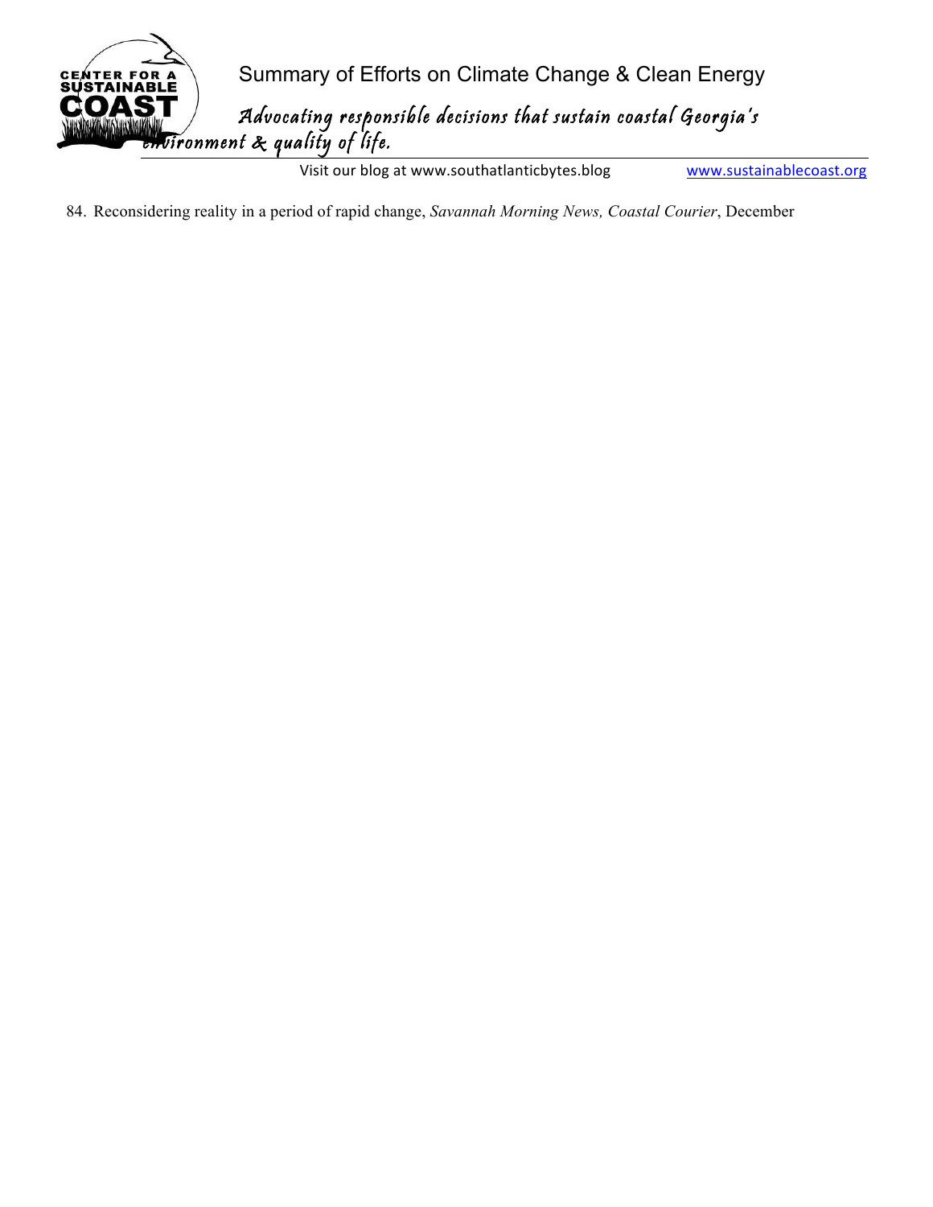84. Reconsidering reality in a period of rapid change, *Savannah Morning News, Coastal Courier*, December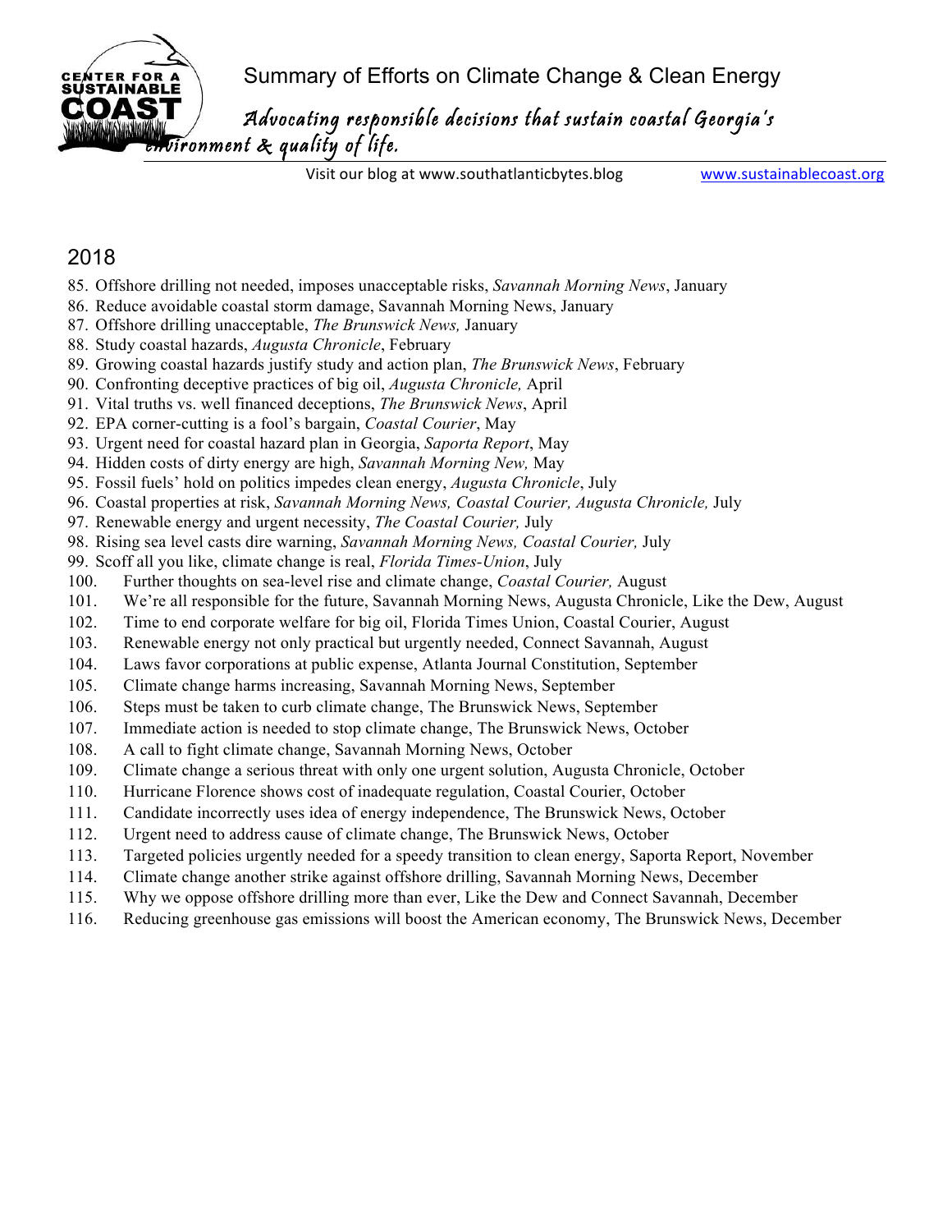Summary of Efforts on Climate Change & Clean Energy

*Advocating responsible decisions that sustain coastal Georgia's environment & quality of life.*

Visit our blog at www.southatlanticbytes.blog www.sustainablecoast.org

## 2018

85. Offshore drilling not needed, imposes unacceptable risks, *Savannah Morning News*, January
86. Reduce avoidable coastal storm damage, Savannah Morning News, January
87. Offshore drilling unacceptable, *The Brunswick News,* January
88. Study coastal hazards, *Augusta Chronicle*, February
89. Growing coastal hazards justify study and action plan, *The Brunswick News*, February
90. Confronting deceptive practices of big oil, *Augusta Chronicle,* April
91. Vital truths vs. well financed deceptions, *The Brunswick News*, April
92. EPA corner-cutting is a fool's bargain, *Coastal Courier*, May
93. Urgent need for coastal hazard plan in Georgia, *Saporta Report*, May
94. Hidden costs of dirty energy are high, *Savannah Morning New,* May
95. Fossil fuels' hold on politics impedes clean energy, *Augusta Chronicle*, July
96. Coastal properties at risk, *Savannah Morning News, Coastal Courier, Augusta Chronicle,* July
97. Renewable energy and urgent necessity, *The Coastal Courier,* July
98. Rising sea level casts dire warning, *Savannah Morning News, Coastal Courier,* July
99. Scoff all you like, climate change is real, *Florida Times-Union*, July
100. Further thoughts on sea-level rise and climate change, *Coastal Courier,* August
101. We're all responsible for the future, Savannah Morning News, Augusta Chronicle, Like the Dew, August
102. Time to end corporate welfare for big oil, Florida Times Union, Coastal Courier, August
103. Renewable energy not only practical but urgently needed, Connect Savannah, August
104. Laws favor corporations at public expense, Atlanta Journal Constitution, September
105. Climate change harms increasing, Savannah Morning News, September
106. Steps must be taken to curb climate change, The Brunswick News, September
107. Immediate action is needed to stop climate change, The Brunswick News, October
108. A call to fight climate change, Savannah Morning News, October
109. Climate change a serious threat with only one urgent solution, Augusta Chronicle, October
110. Hurricane Florence shows cost of inadequate regulation, Coastal Courier, October
111. Candidate incorrectly uses idea of energy independence, The Brunswick News, October
112. Urgent need to address cause of climate change, The Brunswick News, October
113. Targeted policies urgently needed for a speedy transition to clean energy, Saporta Report, November
114. Climate change another strike against offshore drilling, Savannah Morning News, December
115. Why we oppose offshore drilling more than ever, Like the Dew and Connect Savannah, December
116. Reducing greenhouse gas emissions will boost the American economy, The Brunswick News, December